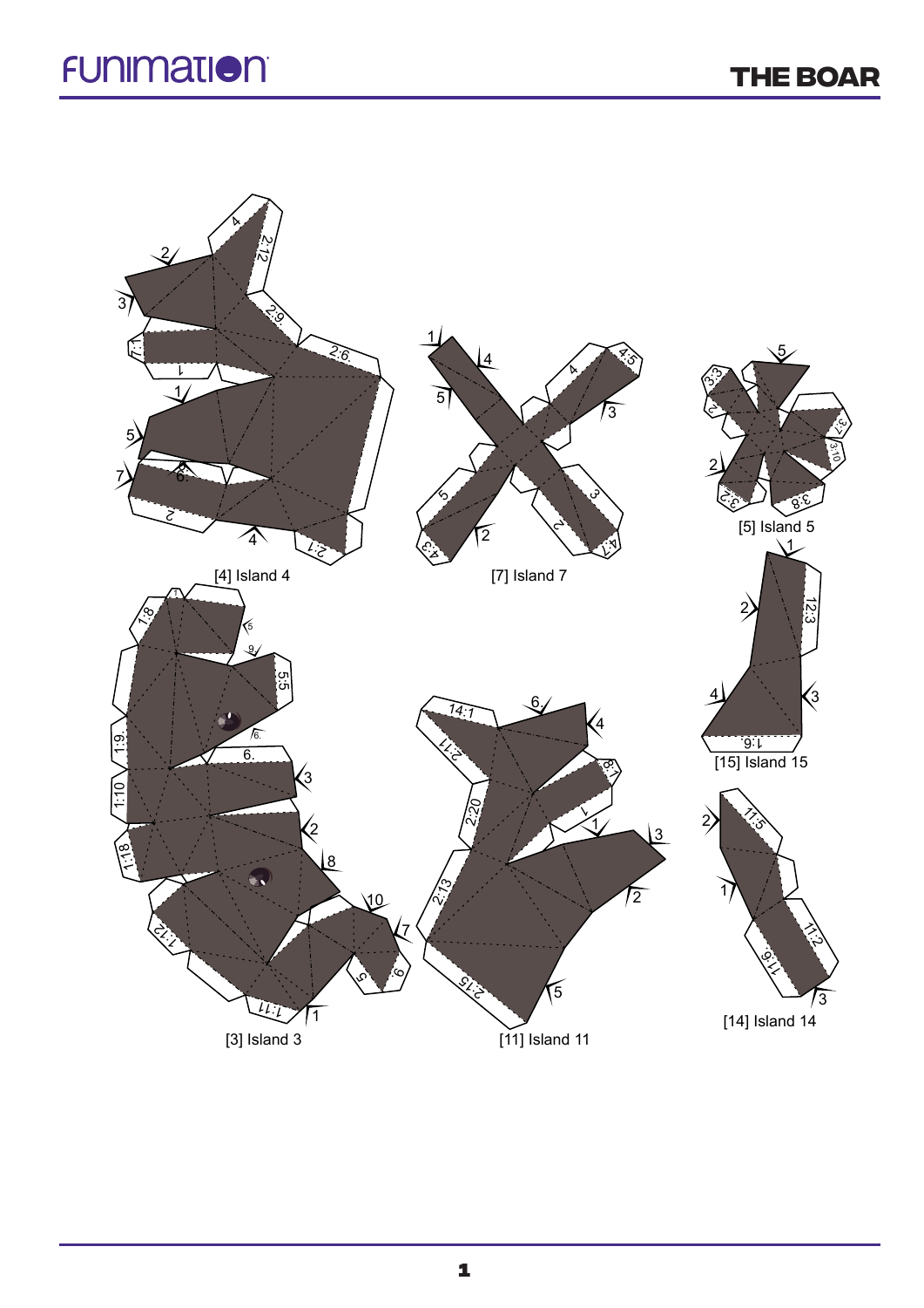# THE BOAR

[4] Island 4

[7] Island 7

[5] Island 5

[15] Island 15

[3] Island 3

[11] Island 11

[14] Island 14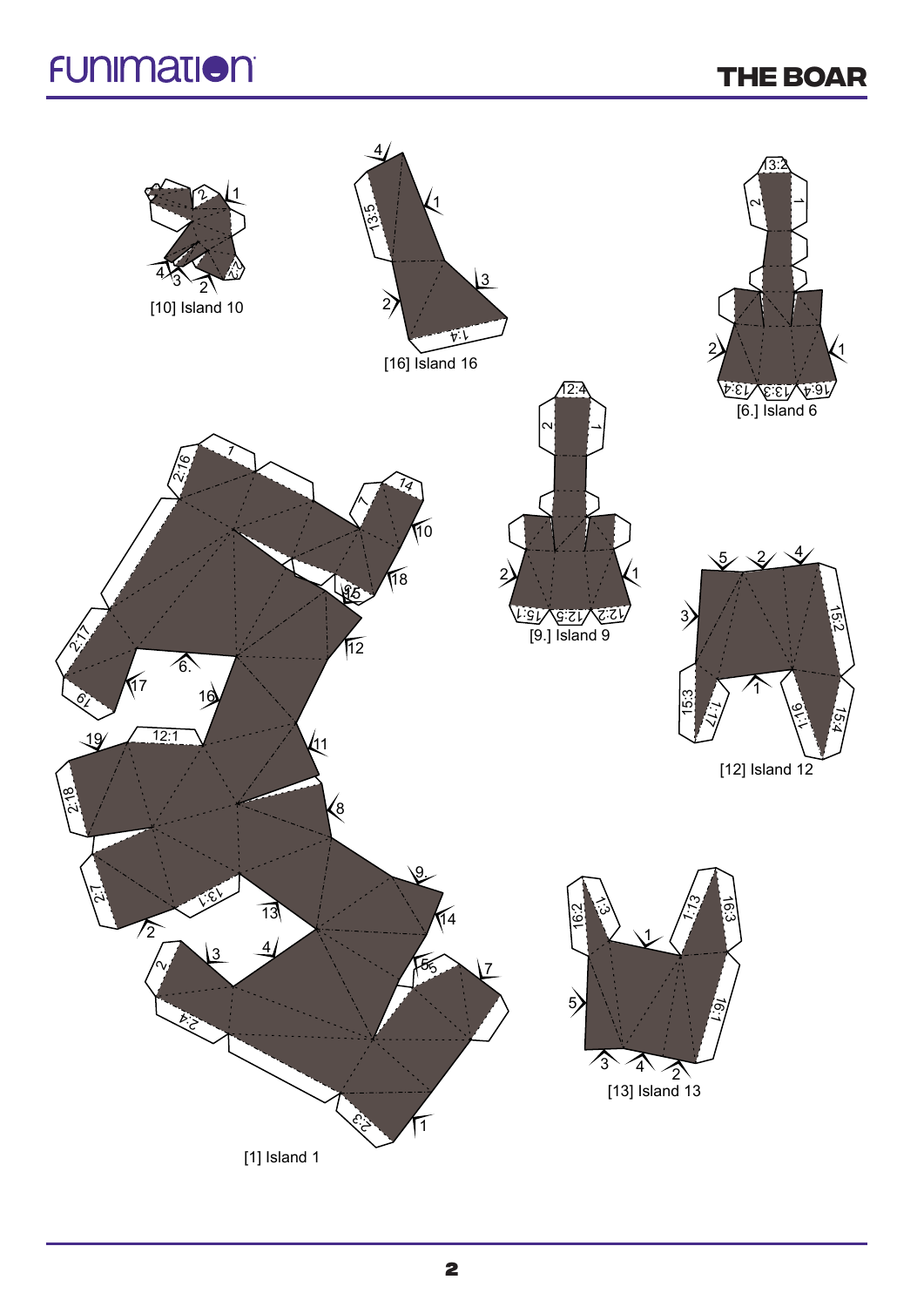[10] Island 10

[16] Island 16

[6.] Island 6

[9.] Island 9

[12] Island 12

[13] Island 13

[1] Island 1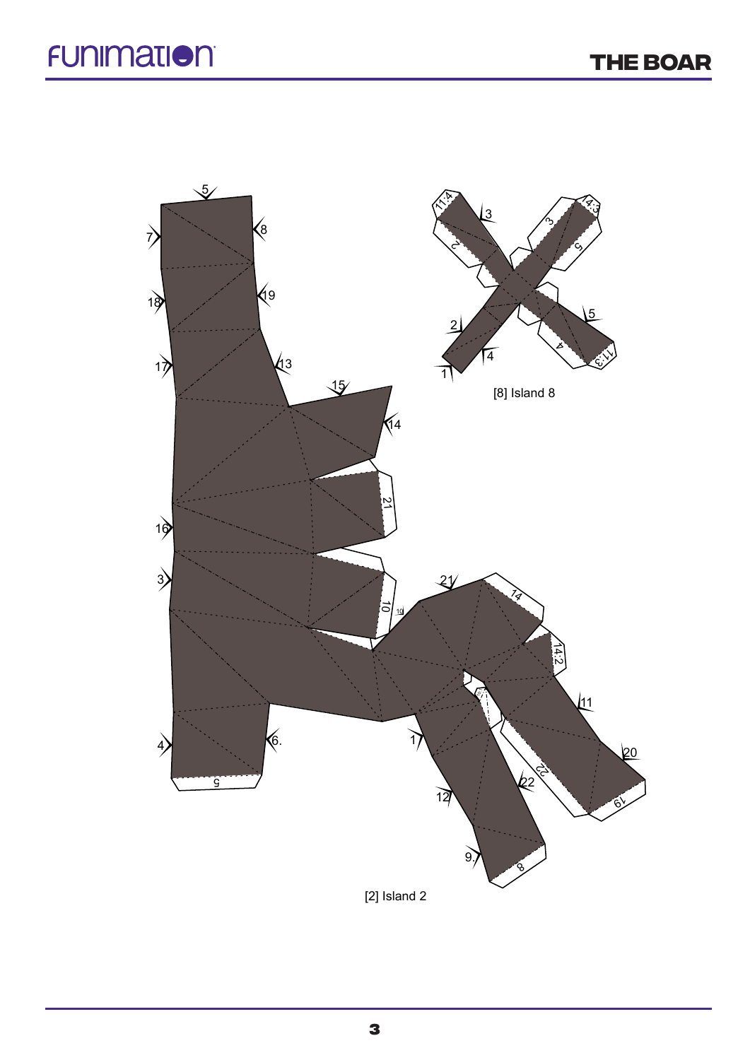# THE BOAR

[8] Island 8

[2] Island 2